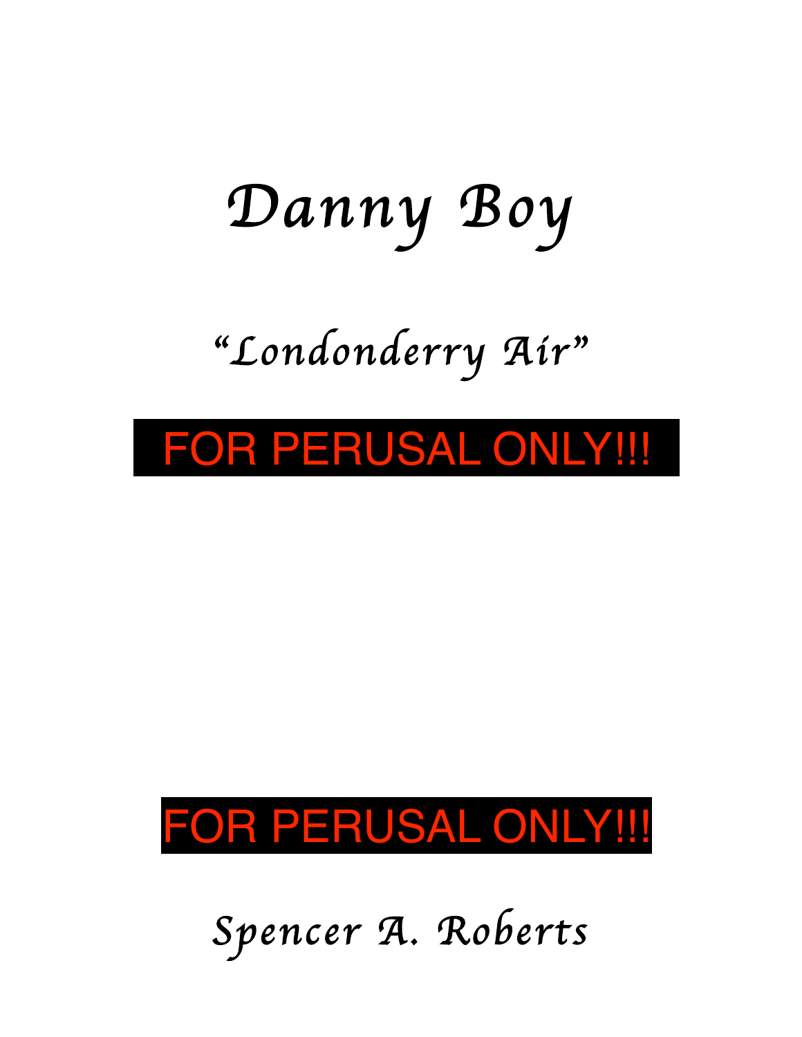# Danny Boy

## "Londonderry Air"

FOR PERUSAL ONLY!!!

FOR PERUSAL ONLY!!!

*Spencer A. Roberts*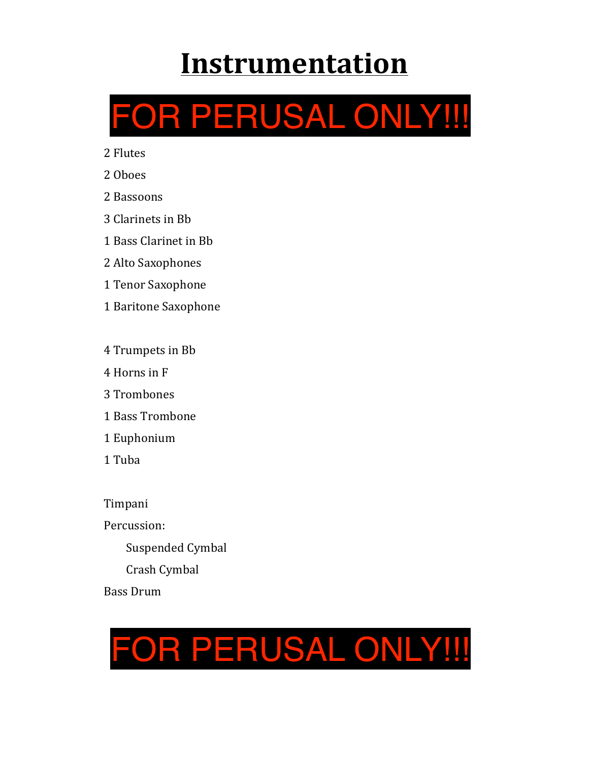# Instrumentation

FOR PERUSAL ONLY!!!

2 Flutes

2 Oboes

2 Bassoons

3 Clarinets in Bb

1 Bass Clarinet in Bb

2 Alto Saxophones

1 Tenor Saxophone

1 Baritone Saxophone

4 Trumpets in Bb

4 Horns in F

3 Trombones

1 Bass Trombone

1 Euphonium

1 Tuba

Timpani

Percussion:

- Suspended Cymbal
- Crash Cymbal

Bass Drum

FOR PERUSAL ONLY!!!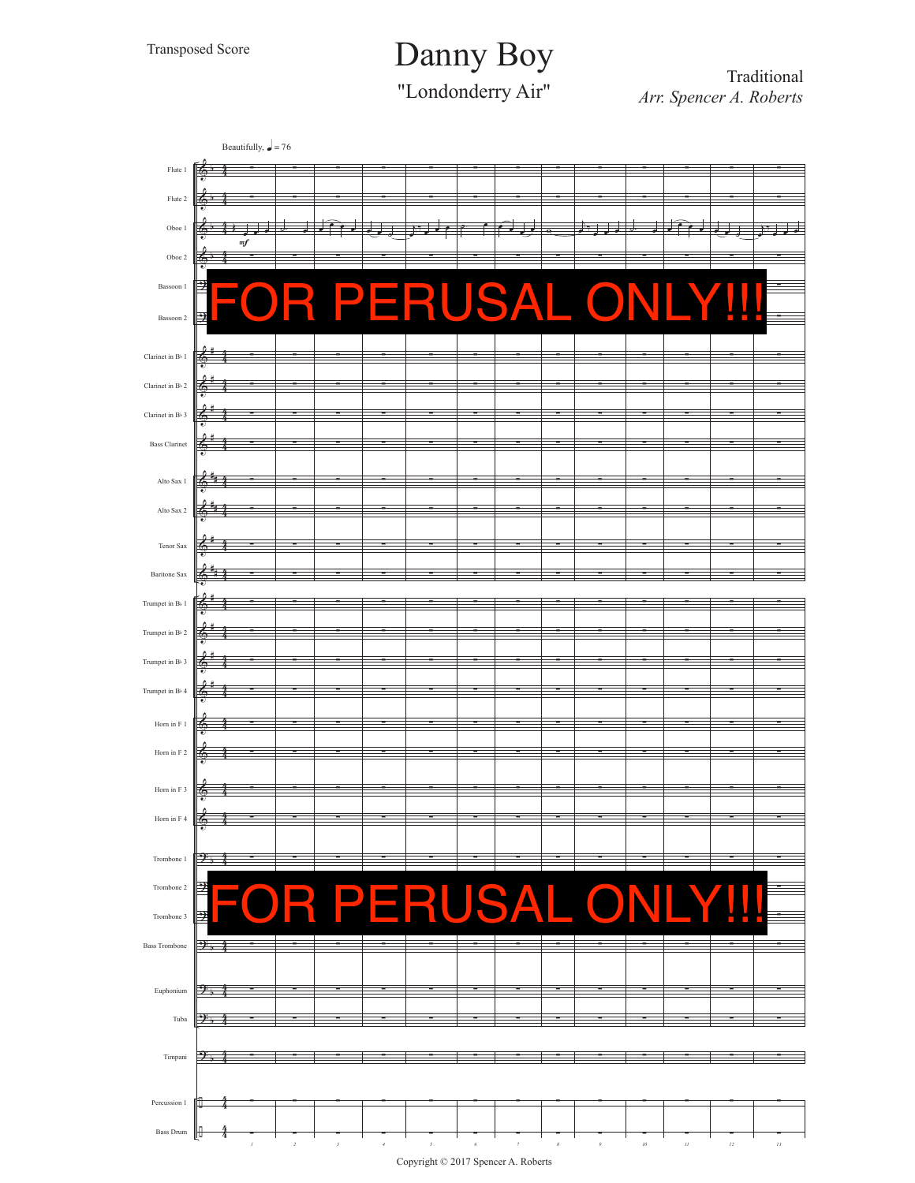Transposed Score

# Danny Boy

## "Londonderry Air"

Traditional
*Arr. Spencer A. Roberts*

Beautifully, ♩ = 76

Flute 1
Flute 2
Oboe 1
*mf*
Oboe 2
Bassoon 1
Bassoon 2
Clarinet in B♭ 1
Clarinet in B♭ 2
Clarinet in B♭ 3
Bass Clarinet
Alto Sax 1
Alto Sax 2
Tenor Sax
Baritone Sax
Trumpet in B♭ 1
Trumpet in B♭ 2
Trumpet in B♭ 3
Trumpet in B♭ 4
Horn in F 1
Horn in F 2
Horn in F 3
Horn in F 4
Trombone 1
Trombone 2
Trombone 3
Bass Trombone
Euphonium
Tuba
Timpani
Percussion 1
Bass Drum

FOR PERUSAL ONLY!!!

FOR PERUSAL ONLY!!!

1 2 3 4 5 6 7 8 9 10 11 12 13

Copyright © 2017 Spencer A. Roberts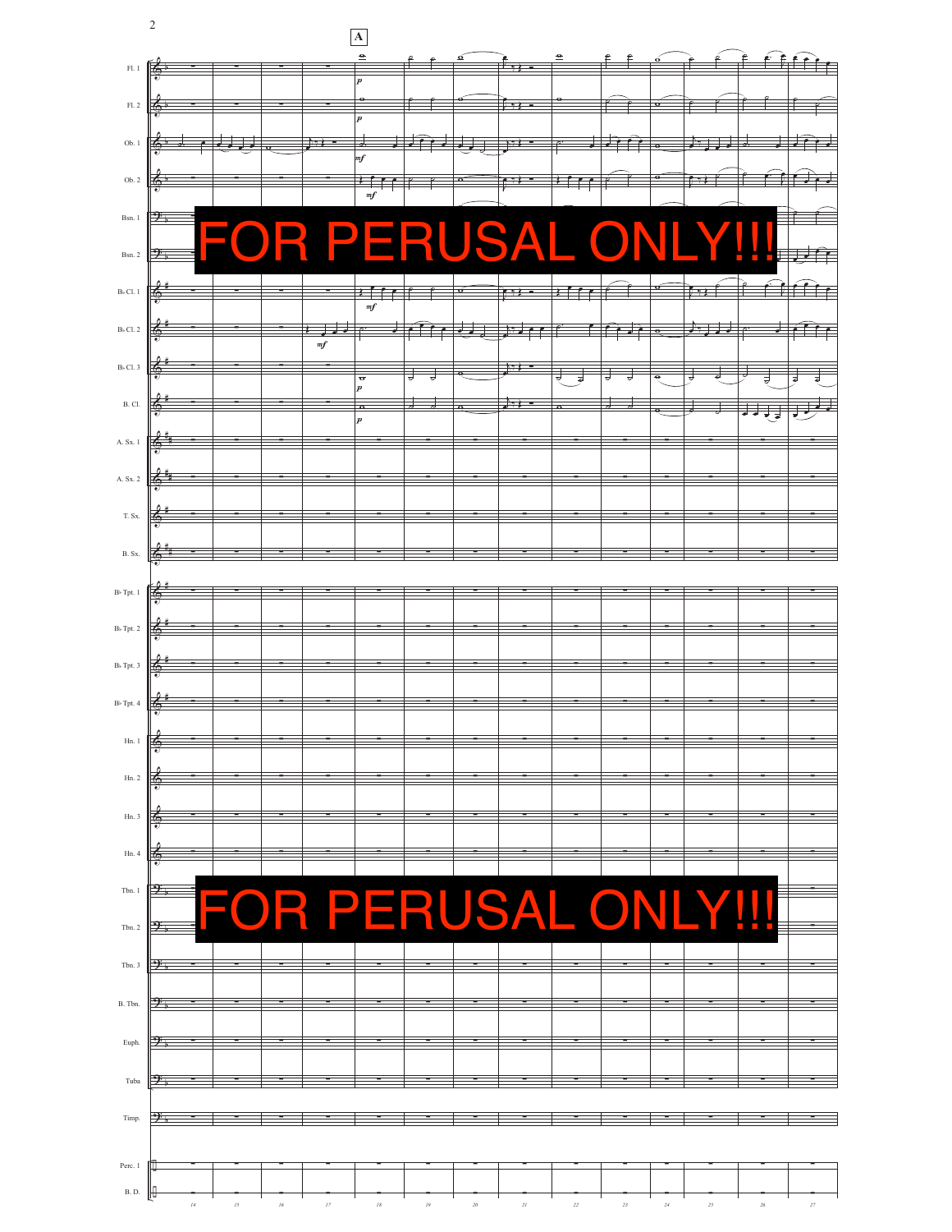FOR PERUSAL ONLY!!!

FOR PERUSAL ONLY!!!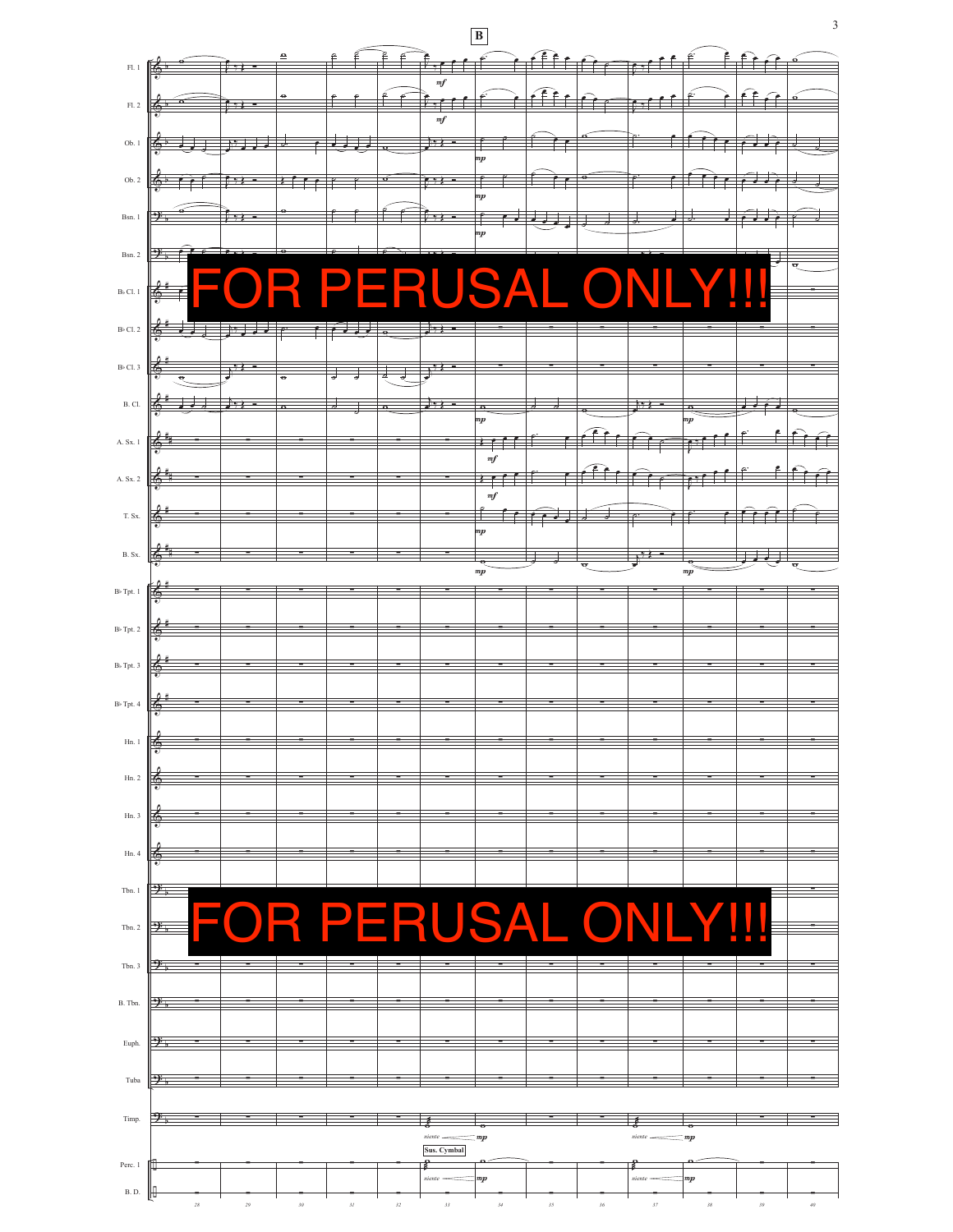**B**

FOR PERUSAL ONLY!!!

FOR PERUSAL ONLY!!!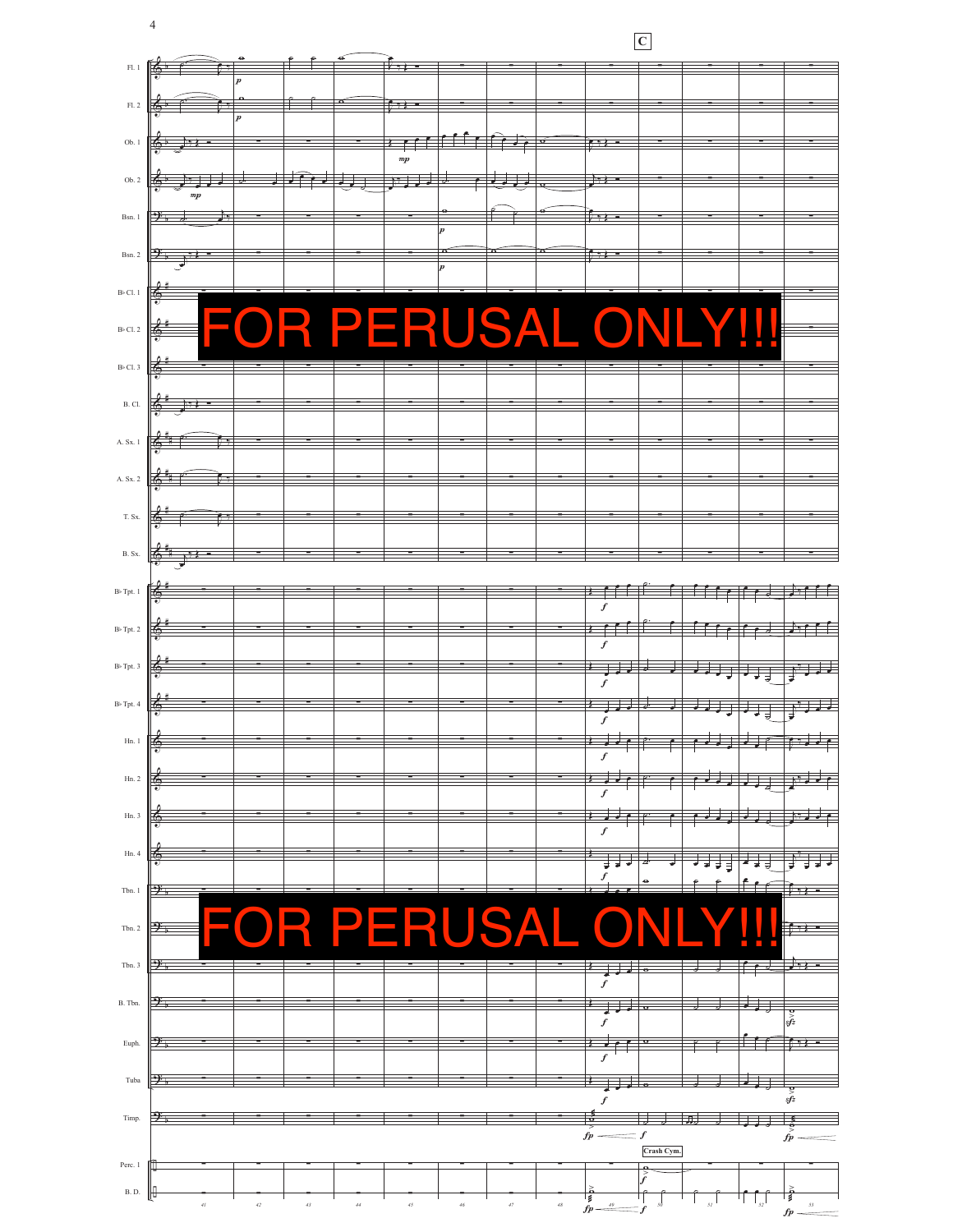**C**

FOR PERUSAL ONLY!!!

FOR PERUSAL ONLY!!!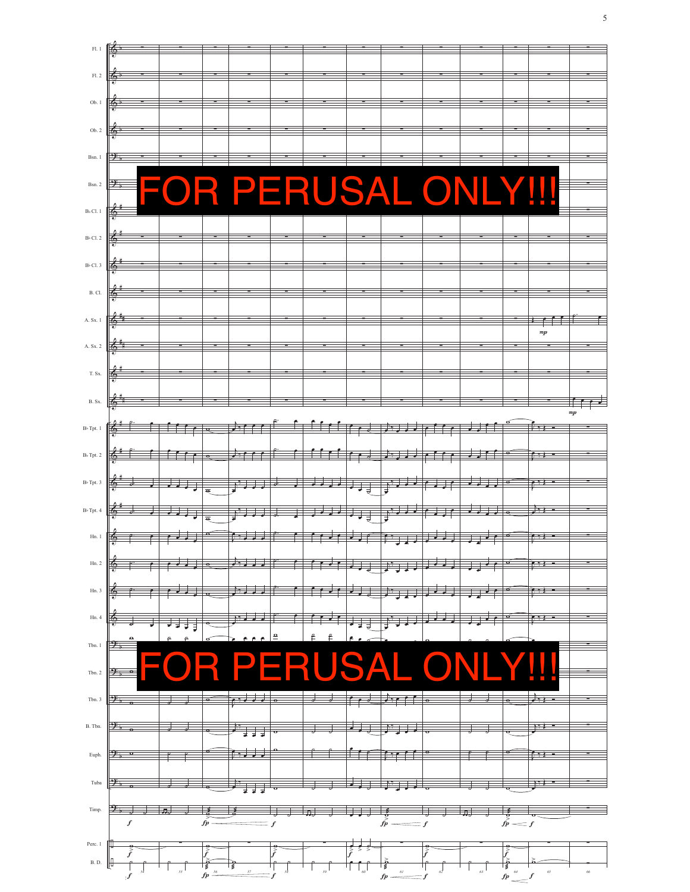FOR PERUSAL ONLY!!!

FOR PERUSAL ONLY!!!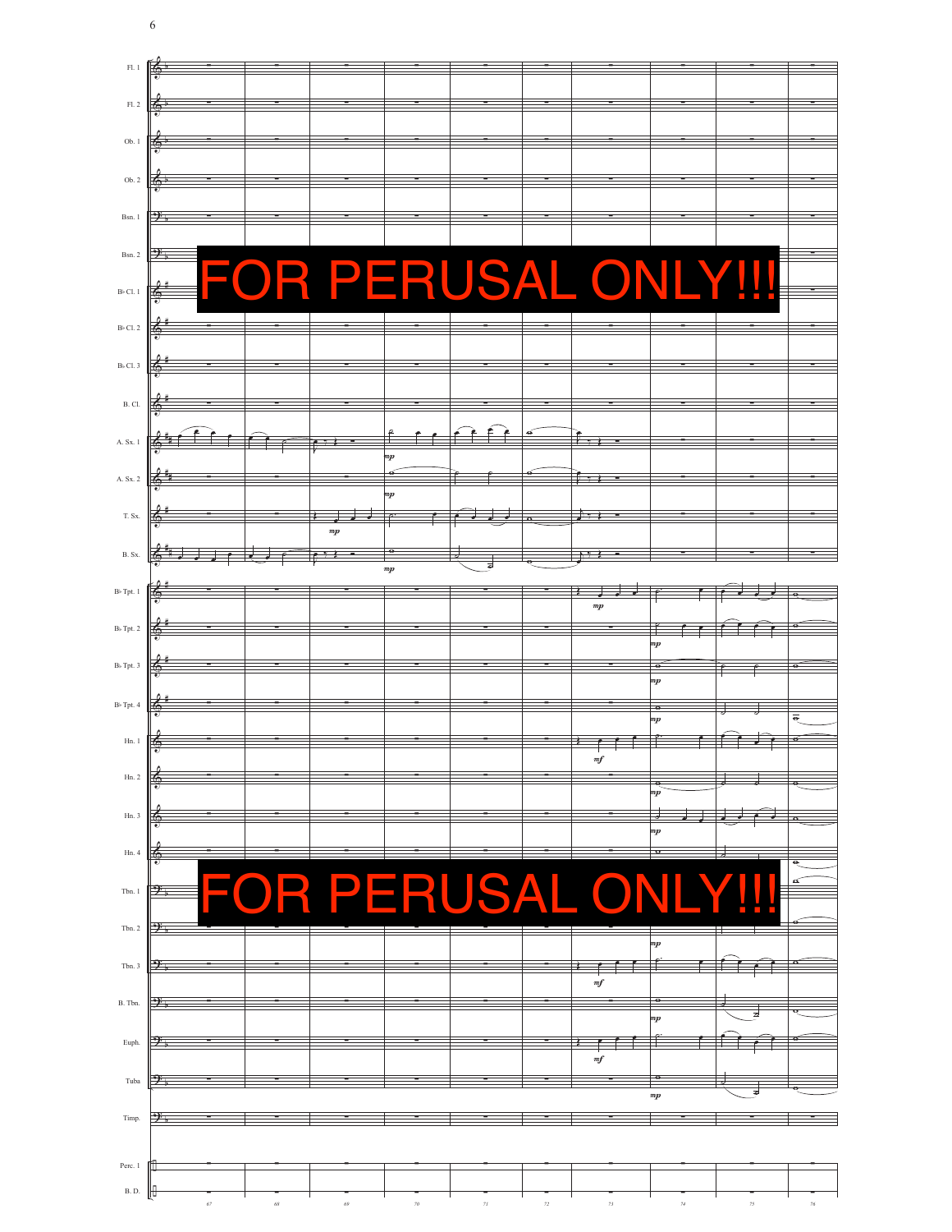FOR PERUSAL ONLY!!!

FOR PERUSAL ONLY!!!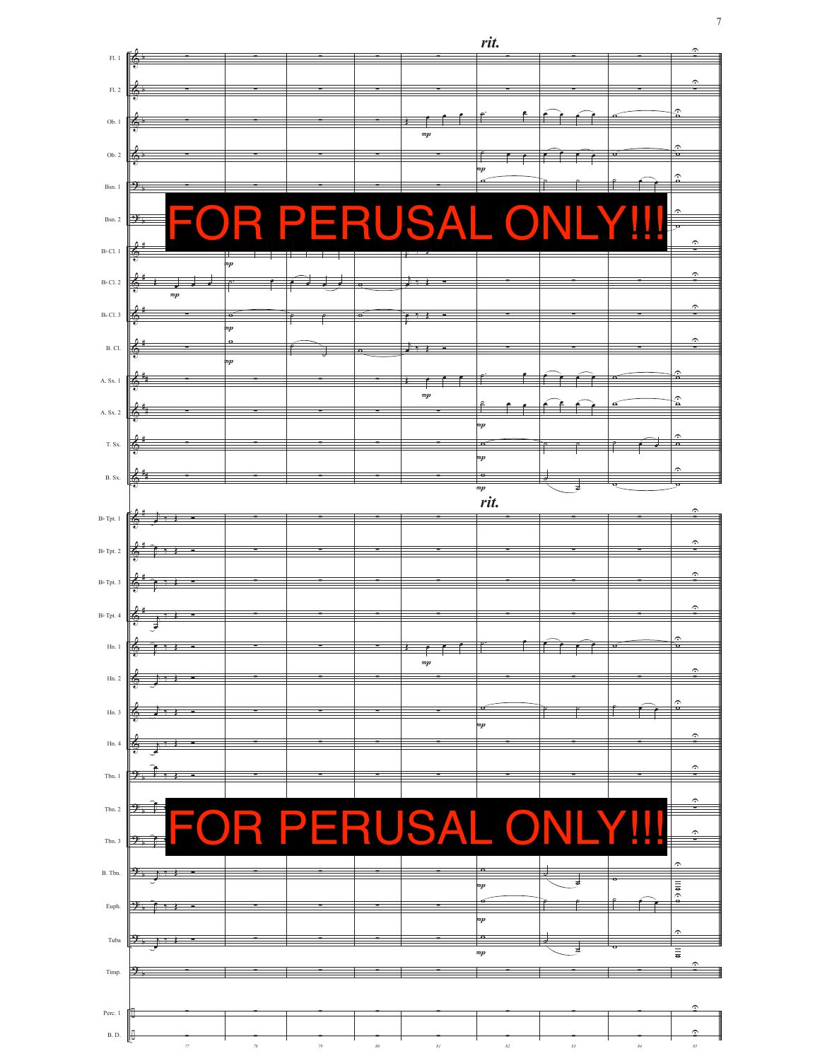*rit.*

FOR PERUSAL ONLY!!!

*rit.*

FOR PERUSAL ONLY!!!